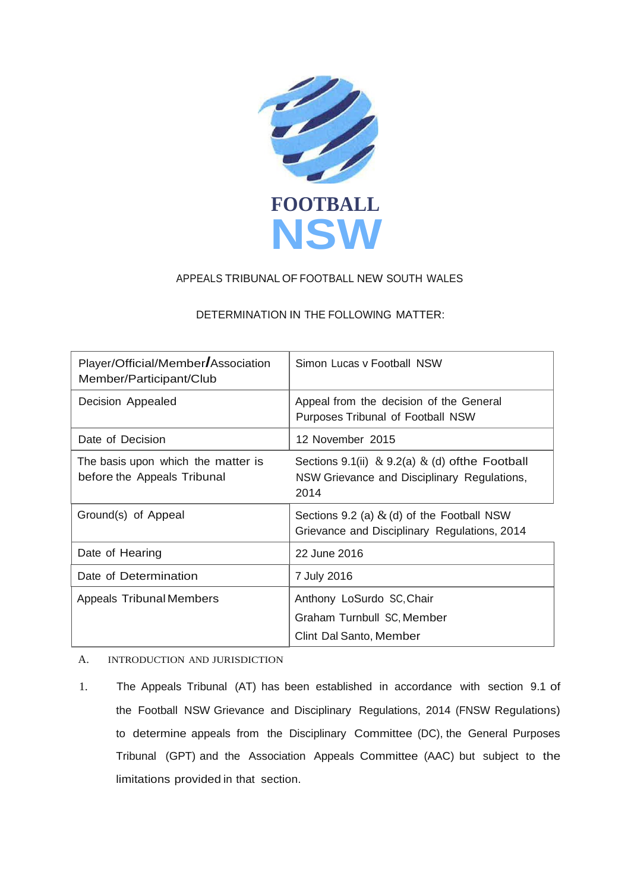FOOTBALL
NSW

APPEALS TRIBUNAL OF FOOTBALL NEW SOUTH WALES

DETERMINATION IN THE FOLLOWING MATTER:

| Player/Official/Member/Association Member/Participant/Club | Simon Lucas v Football NSW |
|---|---|
| Decision Appealed | Appeal from the decision of the General Purposes Tribunal of Football NSW |
| Date of Decision | 12 November 2015 |
| The basis upon which the matter is before the Appeals Tribunal | Sections 9.1(ii) & 9.2(a) & (d) ofthe Football NSW Grievance and Disciplinary Regulations, 2014 |
| Ground(s) of Appeal | Sections 9.2 (a) & (d) of the Football NSW Grievance and Disciplinary Regulations, 2014 |
| Date of Hearing | 22 June 2016 |
| Date of Determination | 7 July 2016 |
| Appeals Tribunal Members | Anthony LoSurdo SC, Chair<br>Graham Turnbull SC, Member<br>Clint Dal Santo, Member |

## A. INTRODUCTION AND JURISDICTION

1. The Appeals Tribunal (AT) has been established in accordance with section 9.1 of the Football NSW Grievance and Disciplinary Regulations, 2014 (FNSW Regulations) to determine appeals from the Disciplinary Committee (DC), the General Purposes Tribunal (GPT) and the Association Appeals Committee (AAC) but subject to the limitations provided in that section.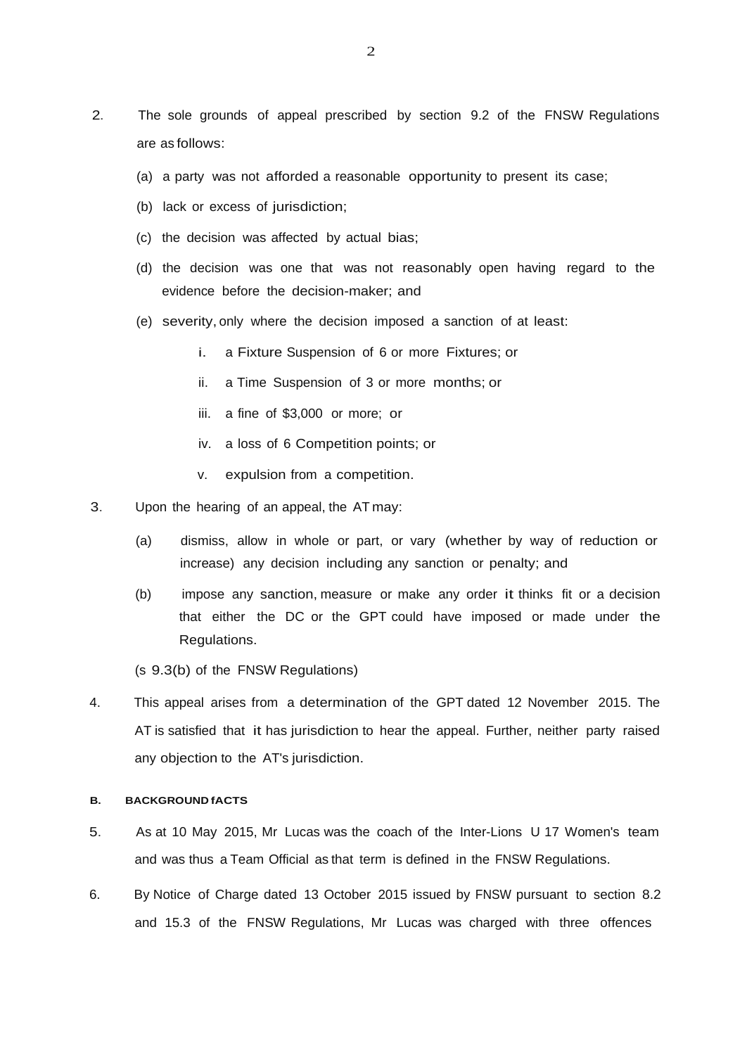2. The sole grounds of appeal prescribed by section 9.2 of the FNSW Regulations are as follows:

   (a) a party was not afforded a reasonable opportunity to present its case;

   (b) lack or excess of jurisdiction;

   (c) the decision was affected by actual bias;

   (d) the decision was one that was not reasonably open having regard to the evidence before the decision-maker; and

   (e) severity, only where the decision imposed a sanction of at least:

      i. a Fixture Suspension of 6 or more Fixtures; or

      ii. a Time Suspension of 3 or more months; or

      iii. a fine of $3,000 or more; or

      iv. a loss of 6 Competition points; or

      v. expulsion from a competition.

3. Upon the hearing of an appeal, the AT may:

   (a) dismiss, allow in whole or part, or vary (whether by way of reduction or increase) any decision including any sanction or penalty; and

   (b) impose any sanction, measure or make any order it thinks fit or a decision that either the DC or the GPT could have imposed or made under the Regulations.

   (s 9.3(b) of the FNSW Regulations)

4. This appeal arises from a determination of the GPT dated 12 November 2015. The AT is satisfied that it has jurisdiction to hear the appeal. Further, neither party raised any objection to the AT's jurisdiction.

#### B. BACKGROUND fACTS

5. As at 10 May 2015, Mr Lucas was the coach of the Inter-Lions U 17 Women's team and was thus a Team Official as that term is defined in the FNSW Regulations.

6. By Notice of Charge dated 13 October 2015 issued by FNSW pursuant to section 8.2 and 15.3 of the FNSW Regulations, Mr Lucas was charged with three offences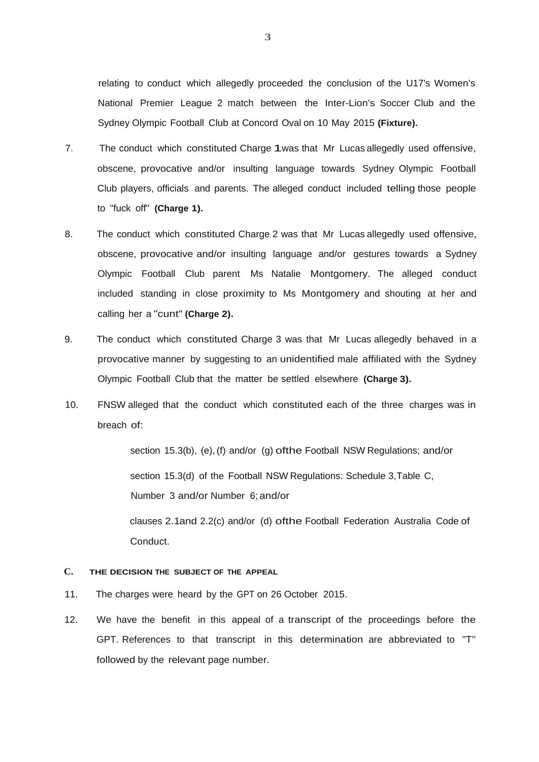relating to conduct which allegedly proceeded the conclusion of the U17's Women's National Premier League 2 match between the Inter-Lion's Soccer Club and the Sydney Olympic Football Club at Concord Oval on 10 May 2015 **(Fixture).**

7. The conduct which constituted Charge 1 was that Mr Lucas allegedly used offensive, obscene, provocative and/or insulting language towards Sydney Olympic Football Club players, officials and parents. The alleged conduct included telling those people to "fuck off" **(Charge 1).**

8. The conduct which constituted Charge 2 was that Mr Lucas allegedly used offensive, obscene, provocative and/or insulting language and/or gestures towards a Sydney Olympic Football Club parent Ms Natalie Montgomery. The alleged conduct included standing in close proximity to Ms Montgomery and shouting at her and calling her a "cunt" **(Charge 2).**

9. The conduct which constituted Charge 3 was that Mr Lucas allegedly behaved in a provocative manner by suggesting to an unidentified male affiliated with the Sydney Olympic Football Club that the matter be settled elsewhere **(Charge 3).**

10. FNSW alleged that the conduct which constituted each of the three charges was in breach of:

    section 15.3(b), (e), (f) and/or (g) ofthe Football NSW Regulations; and/or

    section 15.3(d) of the Football NSW Regulations: Schedule 3, Table C, Number 3 and/or Number 6; and/or

    clauses 2.1 and 2.2(c) and/or (d) ofthe Football Federation Australia Code of Conduct.

## C. THE DECISION THE SUBJECT OF THE APPEAL

11. The charges were heard by the GPT on 26 October 2015.

12. We have the benefit in this appeal of a transcript of the proceedings before the GPT. References to that transcript in this determination are abbreviated to "T" followed by the relevant page number.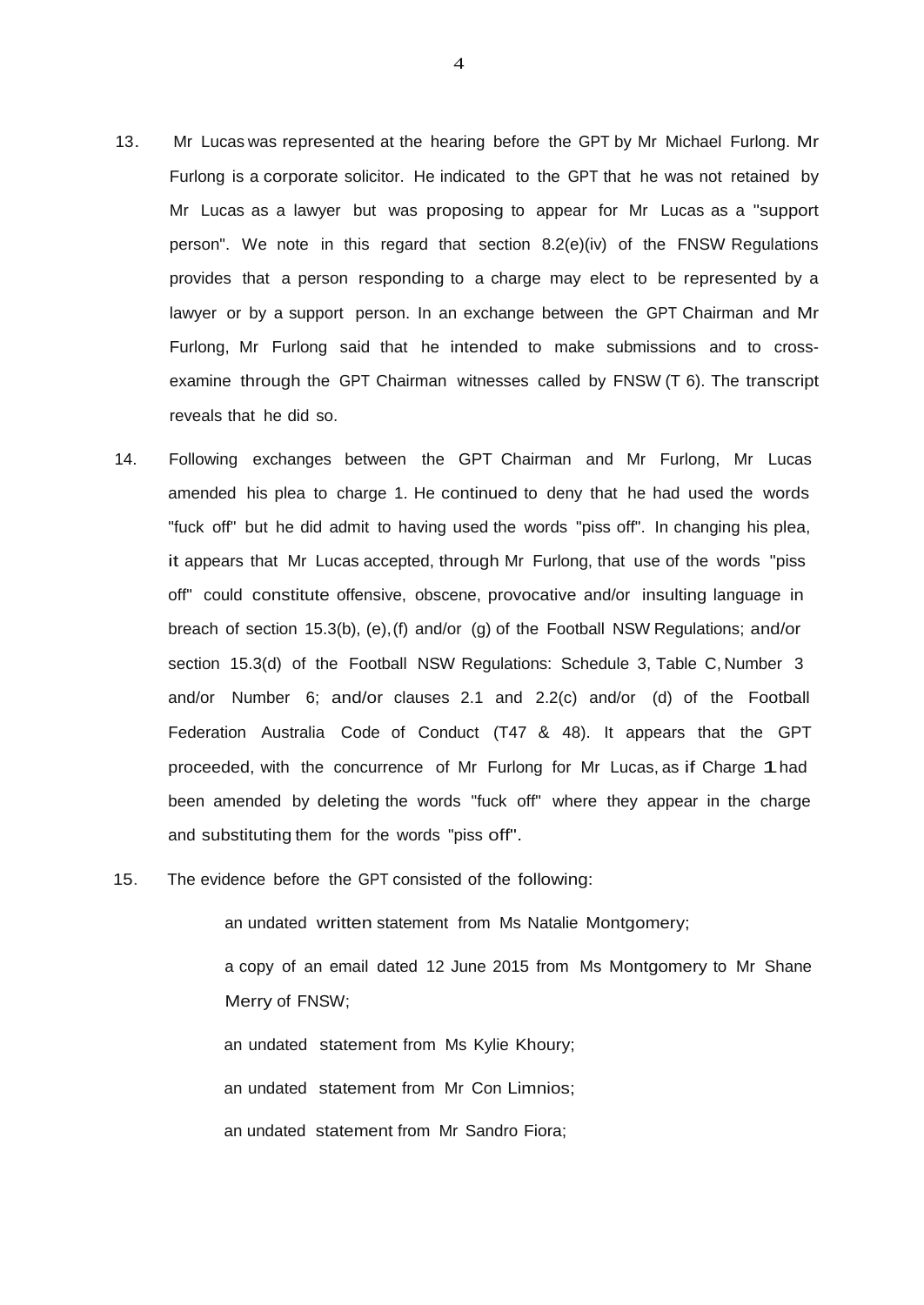13. Mr Lucas was represented at the hearing before the GPT by Mr Michael Furlong. Mr Furlong is a corporate solicitor. He indicated to the GPT that he was not retained by Mr Lucas as a lawyer but was proposing to appear for Mr Lucas as a "support person". We note in this regard that section 8.2(e)(iv) of the FNSW Regulations provides that a person responding to a charge may elect to be represented by a lawyer or by a support person. In an exchange between the GPT Chairman and Mr Furlong, Mr Furlong said that he intended to make submissions and to cross-examine through the GPT Chairman witnesses called by FNSW (T 6). The transcript reveals that he did so.

14. Following exchanges between the GPT Chairman and Mr Furlong, Mr Lucas amended his plea to charge 1. He continued to deny that he had used the words "fuck off" but he did admit to having used the words "piss off". In changing his plea, it appears that Mr Lucas accepted, through Mr Furlong, that use of the words "piss off" could constitute offensive, obscene, provocative and/or insulting language in breach of section 15.3(b), (e),(f) and/or (g) of the Football NSW Regulations; and/or section 15.3(d) of the Football NSW Regulations: Schedule 3, Table C, Number 3 and/or Number 6; and/or clauses 2.1 and 2.2(c) and/or (d) of the Football Federation Australia Code of Conduct (T47 & 48). It appears that the GPT proceeded, with the concurrence of Mr Furlong for Mr Lucas, as if Charge 1 had been amended by deleting the words "fuck off" where they appear in the charge and substituting them for the words "piss off".

15. The evidence before the GPT consisted of the following:

    an undated written statement from Ms Natalie Montgomery;

    a copy of an email dated 12 June 2015 from Ms Montgomery to Mr Shane Merry of FNSW;

    an undated statement from Ms Kylie Khoury;

    an undated statement from Mr Con Limnios;

    an undated statement from Mr Sandro Fiora;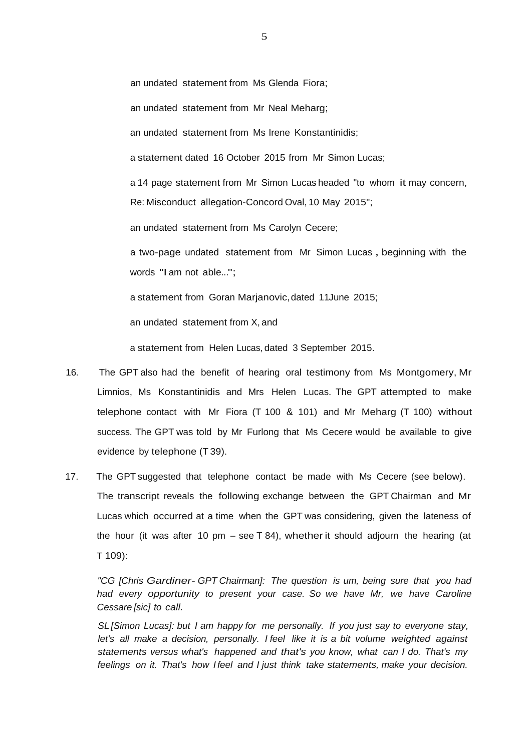an undated statement from Ms Glenda Fiora;

an undated statement from Mr Neal Meharg;

an undated statement from Ms Irene Konstantinidis;

a statement dated 16 October 2015 from Mr Simon Lucas;

a 14 page statement from Mr Simon Lucas headed "to whom it may concern, Re: Misconduct allegation-Concord Oval, 10 May 2015";

an undated statement from Ms Carolyn Cecere;

a two-page undated statement from Mr Simon Lucas, beginning with the words "I am not able...";

a statement from Goran Marjanovic, dated 11June 2015;

an undated statement from X, and

a statement from Helen Lucas, dated 3 September 2015.

16. The GPT also had the benefit of hearing oral testimony from Ms Montgomery, Mr Limnios, Ms Konstantinidis and Mrs Helen Lucas. The GPT attempted to make telephone contact with Mr Fiora (T 100 & 101) and Mr Meharg (T 100) without success. The GPT was told by Mr Furlong that Ms Cecere would be available to give evidence by telephone (T 39).

17. The GPT suggested that telephone contact be made with Ms Cecere (see below). The transcript reveals the following exchange between the GPT Chairman and Mr Lucas which occurred at a time when the GPT was considering, given the lateness of the hour (it was after 10 pm – see T 84), whether it should adjourn the hearing (at T 109):

*"CG [Chris Gardiner- GPT Chairman]: The question is um, being sure that you had had every opportunity to present your case. So we have Mr, we have Caroline Cessare [sic] to call.*

*SL [Simon Lucas]: but I am happy for me personally. If you just say to everyone stay, let's all make a decision, personally. I feel like it is a bit volume weighted against statements versus what's happened and that's you know, what can I do. That's my feelings on it. That's how I feel and I just think take statements, make your decision.*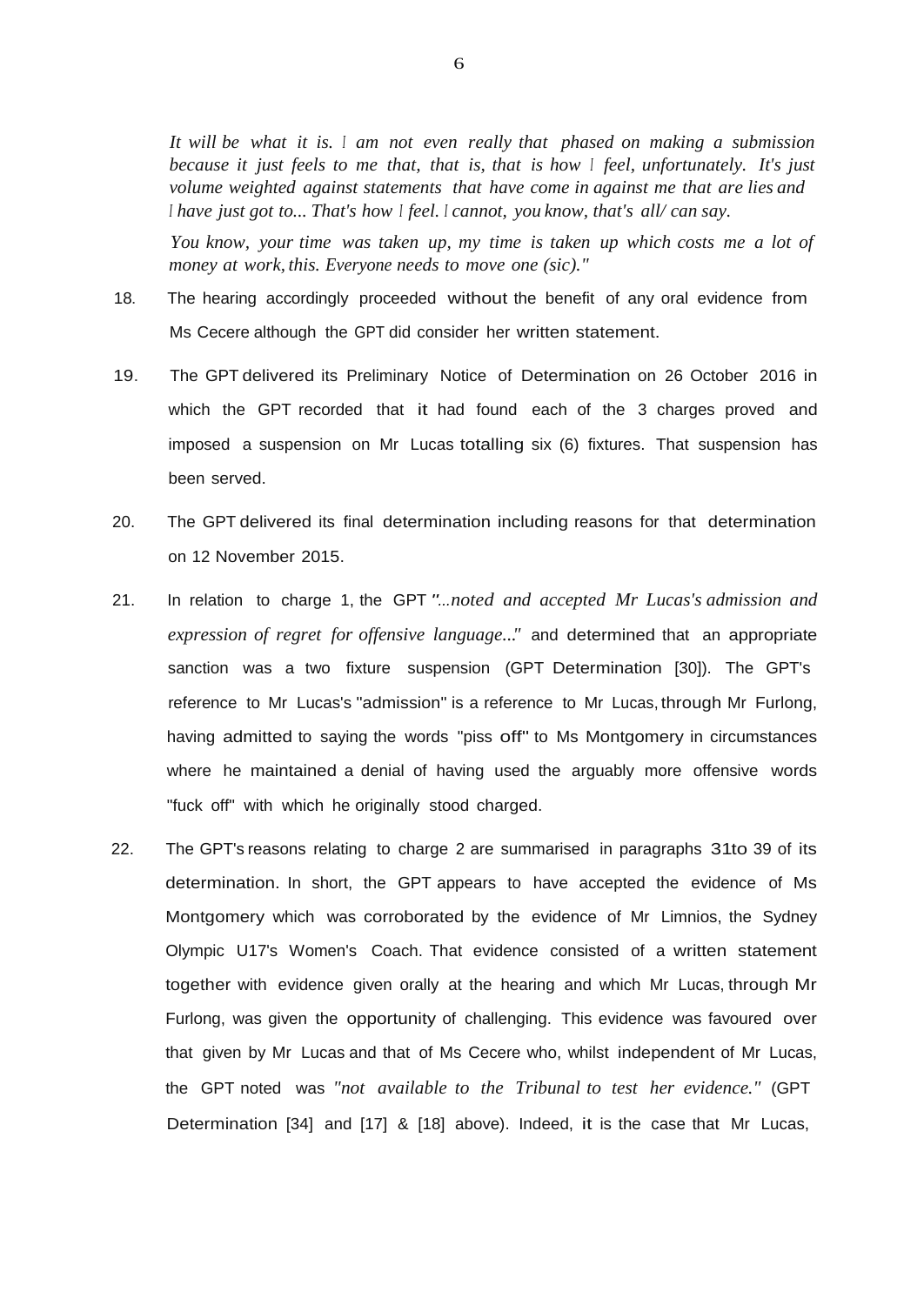*It will be what it is. I am not even really that phased on making a submission because it just feels to me that, that is, that is how I feel, unfortunately. It's just volume weighted against statements that have come in against me that are lies and I have just got to... That's how I feel. I cannot, you know, that's all/ can say.*

*You know, your time was taken up, my time is taken up which costs me a lot of money at work, this. Everyone needs to move one (sic)."*

18. The hearing accordingly proceeded without the benefit of any oral evidence from Ms Cecere although the GPT did consider her written statement.

19. The GPT delivered its Preliminary Notice of Determination on 26 October 2016 in which the GPT recorded that it had found each of the 3 charges proved and imposed a suspension on Mr Lucas totalling six (6) fixtures. That suspension has been served.

20. The GPT delivered its final determination including reasons for that determination on 12 November 2015.

21. In relation to charge 1, the GPT *"...noted and accepted Mr Lucas's admission and expression of regret for offensive language..."* and determined that an appropriate sanction was a two fixture suspension (GPT Determination [30]). The GPT's reference to Mr Lucas's "admission" is a reference to Mr Lucas, through Mr Furlong, having admitted to saying the words "piss off" to Ms Montgomery in circumstances where he maintained a denial of having used the arguably more offensive words "fuck off" with which he originally stood charged.

22. The GPT's reasons relating to charge 2 are summarised in paragraphs 31to 39 of its determination. In short, the GPT appears to have accepted the evidence of Ms Montgomery which was corroborated by the evidence of Mr Limnios, the Sydney Olympic U17's Women's Coach. That evidence consisted of a written statement together with evidence given orally at the hearing and which Mr Lucas, through Mr Furlong, was given the opportunity of challenging. This evidence was favoured over that given by Mr Lucas and that of Ms Cecere who, whilst independent of Mr Lucas, the GPT noted was *"not available to the Tribunal to test her evidence."* (GPT Determination [34] and [17] & [18] above). Indeed, it is the case that Mr Lucas,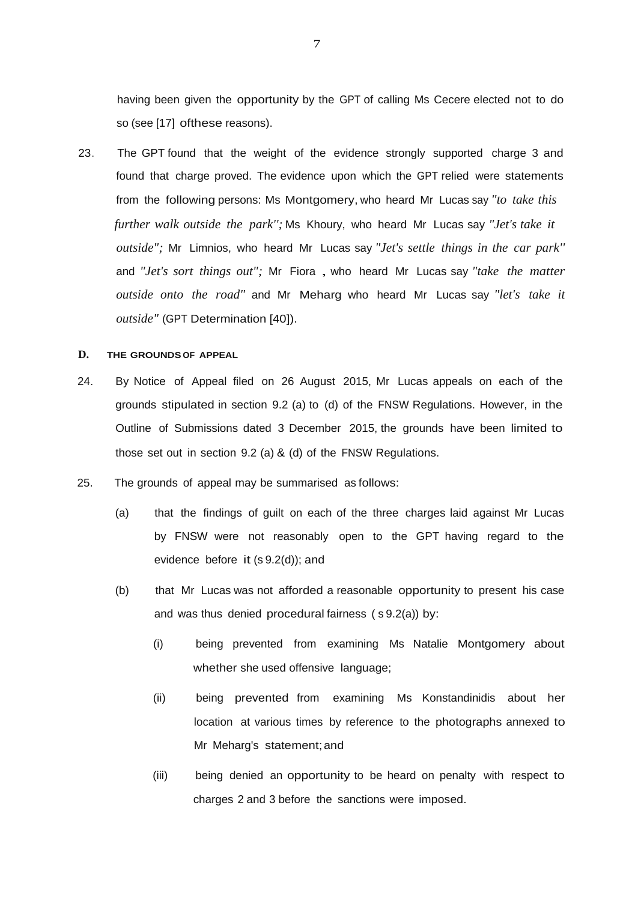having been given the opportunity by the GPT of calling Ms Cecere elected not to do so (see [17] ofthese reasons).

23. The GPT found that the weight of the evidence strongly supported charge 3 and found that charge proved. The evidence upon which the GPT relied were statements from the following persons: Ms Montgomery, who heard Mr Lucas say *"to take this further walk outside the park";* Ms Khoury, who heard Mr Lucas say *"Jet's take it outside";* Mr Limnios, who heard Mr Lucas say *"Jet's settle things in the car park"* and *"Jet's sort things out";* Mr Fiora , who heard Mr Lucas say *"take the matter outside onto the road"* and Mr Meharg who heard Mr Lucas say *"let's take it outside"* (GPT Determination [40]).

## D. THE GROUNDS OF APPEAL

24. By Notice of Appeal filed on 26 August 2015, Mr Lucas appeals on each of the grounds stipulated in section 9.2 (a) to (d) of the FNSW Regulations. However, in the Outline of Submissions dated 3 December 2015, the grounds have been limited to those set out in section 9.2 (a) & (d) of the FNSW Regulations.

25. The grounds of appeal may be summarised as follows:

    (a) that the findings of guilt on each of the three charges laid against Mr Lucas by FNSW were not reasonably open to the GPT having regard to the evidence before it (s 9.2(d)); and

    (b) that Mr Lucas was not afforded a reasonable opportunity to present his case and was thus denied procedural fairness ( s 9.2(a)) by:

        (i) being prevented from examining Ms Natalie Montgomery about whether she used offensive language;

        (ii) being prevented from examining Ms Konstandinidis about her location at various times by reference to the photographs annexed to Mr Meharg's statement; and

        (iii) being denied an opportunity to be heard on penalty with respect to charges 2 and 3 before the sanctions were imposed.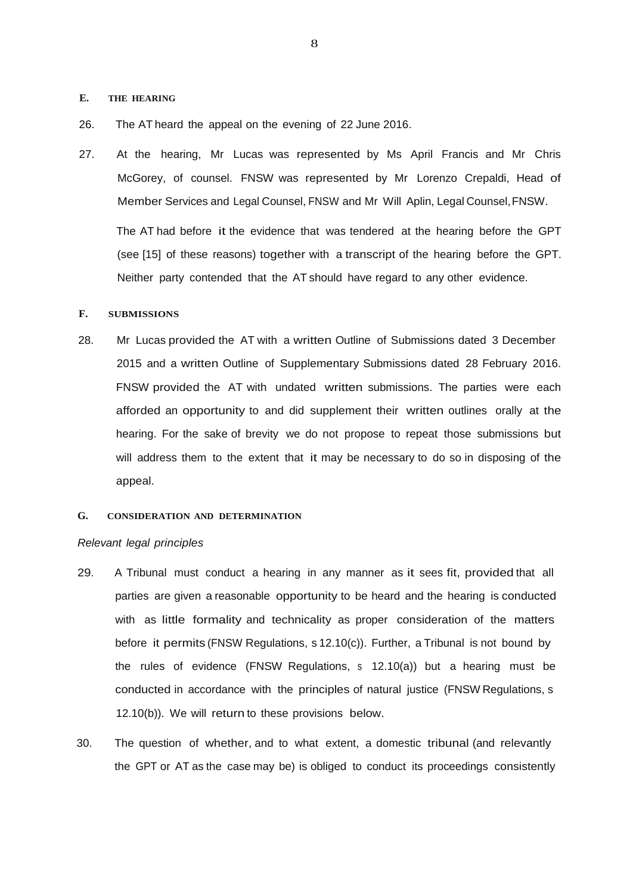## E. THE HEARING

26. The AT heard the appeal on the evening of 22 June 2016.

27. At the hearing, Mr Lucas was represented by Ms April Francis and Mr Chris McGorey, of counsel. FNSW was represented by Mr Lorenzo Crepaldi, Head of Member Services and Legal Counsel, FNSW and Mr Will Aplin, Legal Counsel, FNSW.

The AT had before it the evidence that was tendered at the hearing before the GPT (see [15] of these reasons) together with a transcript of the hearing before the GPT. Neither party contended that the AT should have regard to any other evidence.

## F. SUBMISSIONS

28. Mr Lucas provided the AT with a written Outline of Submissions dated 3 December 2015 and a written Outline of Supplementary Submissions dated 28 February 2016. FNSW provided the AT with undated written submissions. The parties were each afforded an opportunity to and did supplement their written outlines orally at the hearing. For the sake of brevity we do not propose to repeat those submissions but will address them to the extent that it may be necessary to do so in disposing of the appeal.

## G. CONSIDERATION AND DETERMINATION

*Relevant legal principles*

29. A Tribunal must conduct a hearing in any manner as it sees fit, provided that all parties are given a reasonable opportunity to be heard and the hearing is conducted with as little formality and technicality as proper consideration of the matters before it permits (FNSW Regulations, s 12.10(c)). Further, a Tribunal is not bound by the rules of evidence (FNSW Regulations, s 12.10(a)) but a hearing must be conducted in accordance with the principles of natural justice (FNSW Regulations, s 12.10(b)). We will return to these provisions below.

30. The question of whether, and to what extent, a domestic tribunal (and relevantly the GPT or AT as the case may be) is obliged to conduct its proceedings consistently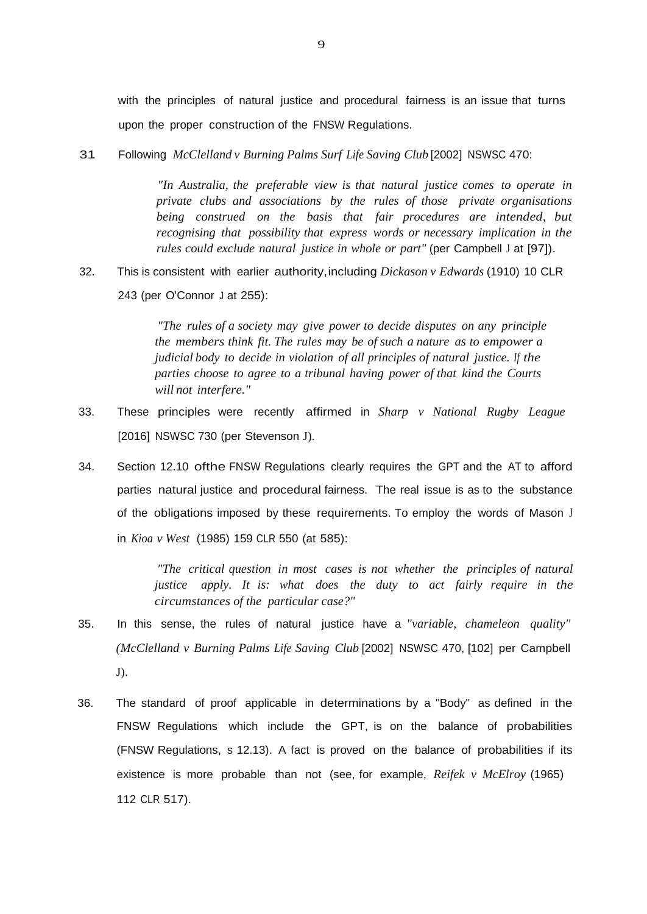with the principles of natural justice and procedural fairness is an issue that turns upon the proper construction of the FNSW Regulations.

31 Following *McClelland v Burning Palms Surf Life Saving Club* [2002] NSWSC 470:

> *"In Australia, the preferable view is that natural justice comes to operate in private clubs and associations by the rules of those private organisations being construed on the basis that fair procedures are intended, but recognising that possibility that express words or necessary implication in the rules could exclude natural justice in whole or part"* (per Campbell J at [97]).

32. This is consistent with earlier authority, including *Dickason v Edwards* (1910) 10 CLR 243 (per O'Connor J at 255):

> *"The rules of a society may give power to decide disputes on any principle the members think fit. The rules may be of such a nature as to empower a judicial body to decide in violation of all principles of natural justice. If the parties choose to agree to a tribunal having power of that kind the Courts will not interfere."*

33. These principles were recently affirmed in *Sharp v National Rugby League* [2016] NSWSC 730 (per Stevenson J).

34. Section 12.10 ofthe FNSW Regulations clearly requires the GPT and the AT to afford parties natural justice and procedural fairness. The real issue is as to the substance of the obligations imposed by these requirements. To employ the words of Mason J in *Kioa v West* (1985) 159 CLR 550 (at 585):

> *"The critical question in most cases is not whether the principles of natural justice apply. It is: what does the duty to act fairly require in the circumstances of the particular case?"*

35. In this sense, the rules of natural justice have a *"variable, chameleon quality"* *(McClelland v Burning Palms Life Saving Club* [2002] NSWSC 470, [102] per Campbell J).

36. The standard of proof applicable in determinations by a "Body" as defined in the FNSW Regulations which include the GPT, is on the balance of probabilities (FNSW Regulations, s 12.13). A fact is proved on the balance of probabilities if its existence is more probable than not (see, for example, *Reifek v McElroy* (1965) 112 CLR 517).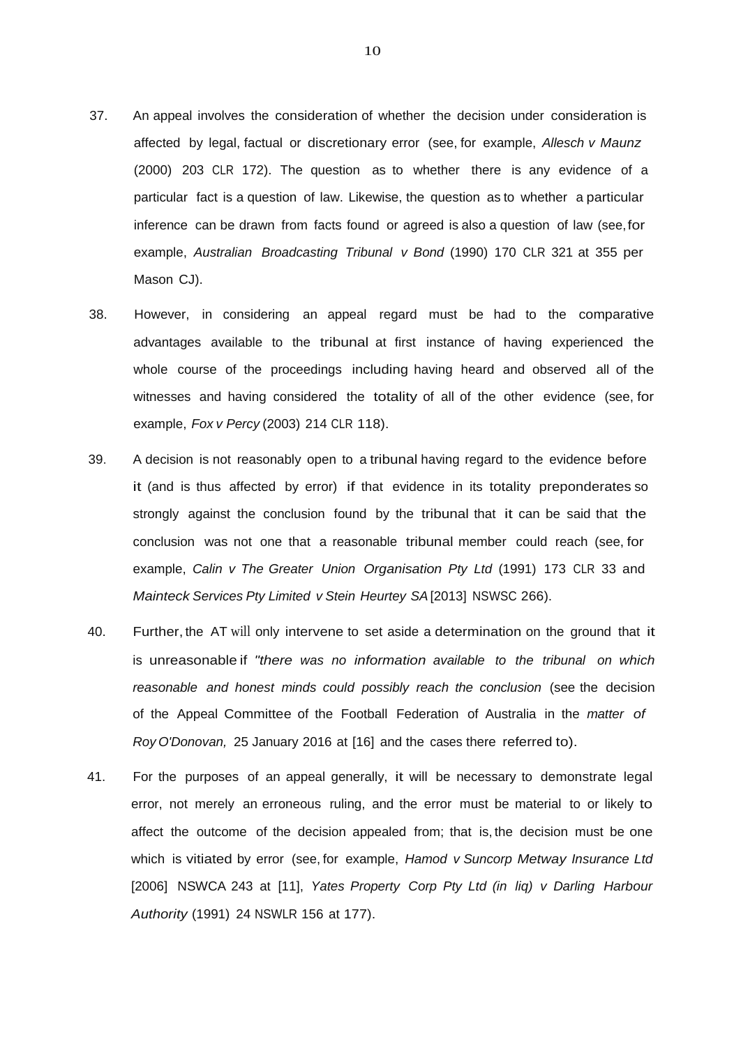37. An appeal involves the consideration of whether the decision under consideration is affected by legal, factual or discretionary error (see, for example, *Allesch v Maunz* (2000) 203 CLR 172). The question as to whether there is any evidence of a particular fact is a question of law. Likewise, the question as to whether a particular inference can be drawn from facts found or agreed is also a question of law (see, for example, *Australian Broadcasting Tribunal v Bond* (1990) 170 CLR 321 at 355 per Mason CJ).

38. However, in considering an appeal regard must be had to the comparative advantages available to the tribunal at first instance of having experienced the whole course of the proceedings including having heard and observed all of the witnesses and having considered the totality of all of the other evidence (see, for example, *Fox v Percy* (2003) 214 CLR 118).

39. A decision is not reasonably open to a tribunal having regard to the evidence before it (and is thus affected by error) if that evidence in its totality preponderates so strongly against the conclusion found by the tribunal that it can be said that the conclusion was not one that a reasonable tribunal member could reach (see, for example, *Calin v The Greater Union Organisation Pty Ltd* (1991) 173 CLR 33 and *Mainteck Services Pty Limited v Stein Heurtey SA* [2013] NSWSC 266).

40. Further, the AT will only intervene to set aside a determination on the ground that it is unreasonable if *"there was no information available to the tribunal on which reasonable and honest minds could possibly reach the conclusion* (see the decision of the Appeal Committee of the Football Federation of Australia in the *matter of Roy O'Donovan,* 25 January 2016 at [16] and the cases there referred to).

41. For the purposes of an appeal generally, it will be necessary to demonstrate legal error, not merely an erroneous ruling, and the error must be material to or likely to affect the outcome of the decision appealed from; that is, the decision must be one which is vitiated by error (see, for example, *Hamod v Suncorp Metway Insurance Ltd* [2006] NSWCA 243 at [11], *Yates Property Corp Pty Ltd (in liq) v Darling Harbour Authority* (1991) 24 NSWLR 156 at 177).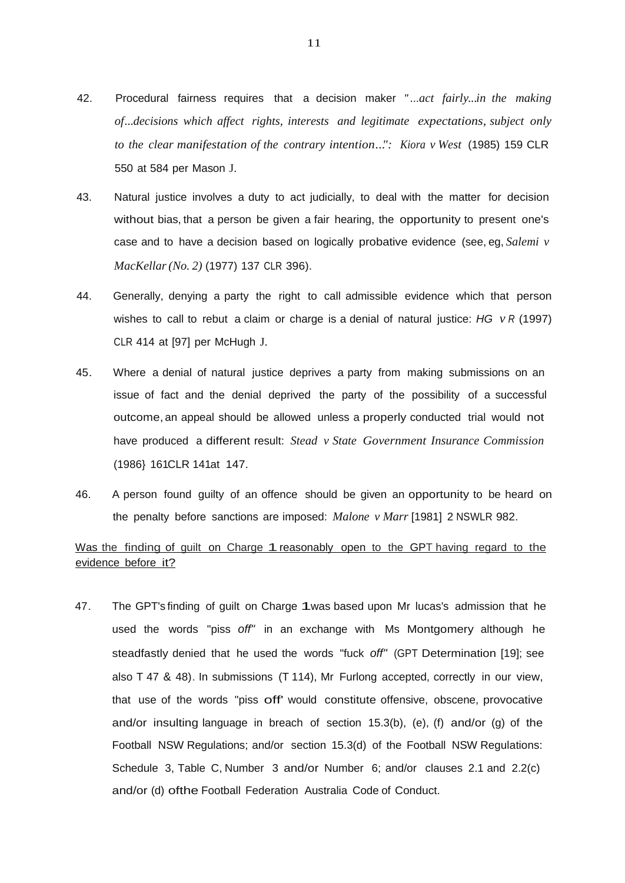42. Procedural fairness requires that a decision maker *"...act fairly...in the making of...decisions which affect rights, interests and legitimate expectations, subject only to the clear manifestation of the contrary intention..."*: *Kiora v West* (1985) 159 CLR 550 at 584 per Mason J.

43. Natural justice involves a duty to act judicially, to deal with the matter for decision without bias, that a person be given a fair hearing, the opportunity to present one's case and to have a decision based on logically probative evidence (see, eg, *Salemi v MacKellar (No. 2)* (1977) 137 CLR 396).

44. Generally, denying a party the right to call admissible evidence which that person wishes to call to rebut a claim or charge is a denial of natural justice: *HG v R* (1997) CLR 414 at [97] per McHugh J.

45. Where a denial of natural justice deprives a party from making submissions on an issue of fact and the denial deprived the party of the possibility of a successful outcome, an appeal should be allowed unless a properly conducted trial would not have produced a different result: *Stead v State Government Insurance Commission* (1986} 161CLR 141at 147.

46. A person found guilty of an offence should be given an opportunity to be heard on the penalty before sanctions are imposed: *Malone v Marr* [1981] 2 NSWLR 982.

<u>Was the finding of guilt on Charge 1 reasonably open to the GPT having regard to the evidence before it?</u>

47. The GPT's finding of guilt on Charge 1was based upon Mr lucas's admission that he used the words "piss *off"* in an exchange with Ms Montgomery although he steadfastly denied that he used the words "fuck *off"* (GPT Determination [19]; see also T 47 & 48). In submissions (T 114), Mr Furlong accepted, correctly in our view, that use of the words "piss off' would constitute offensive, obscene, provocative and/or insulting language in breach of section 15.3(b), (e), (f) and/or (g) of the Football NSW Regulations; and/or section 15.3(d) of the Football NSW Regulations: Schedule 3, Table C, Number 3 and/or Number 6; and/or clauses 2.1 and 2.2(c) and/or (d) ofthe Football Federation Australia Code of Conduct.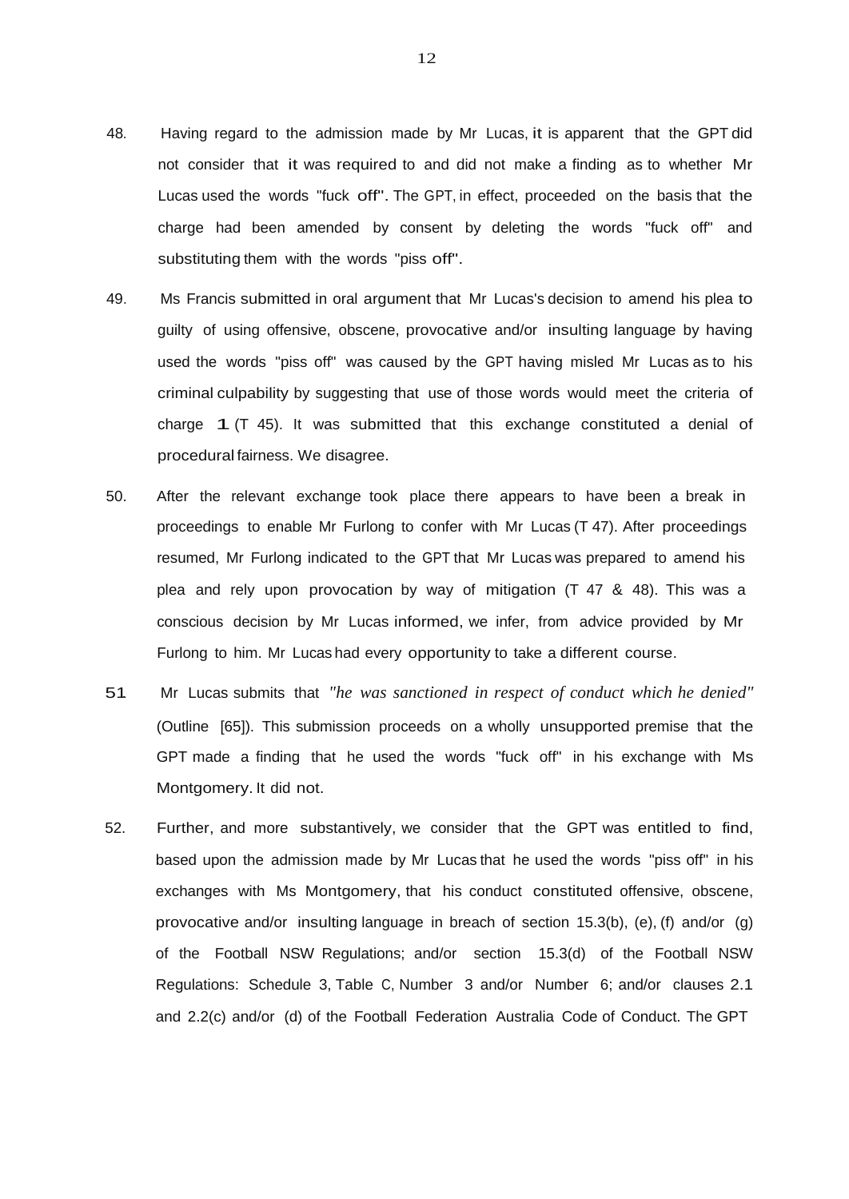48. Having regard to the admission made by Mr Lucas, it is apparent that the GPT did not consider that it was required to and did not make a finding as to whether Mr Lucas used the words "fuck off". The GPT, in effect, proceeded on the basis that the charge had been amended by consent by deleting the words "fuck off" and substituting them with the words "piss off".

49. Ms Francis submitted in oral argument that Mr Lucas's decision to amend his plea to guilty of using offensive, obscene, provocative and/or insulting language by having used the words "piss off" was caused by the GPT having misled Mr Lucas as to his criminal culpability by suggesting that use of those words would meet the criteria of charge 1 (T 45). It was submitted that this exchange constituted a denial of procedural fairness. We disagree.

50. After the relevant exchange took place there appears to have been a break in proceedings to enable Mr Furlong to confer with Mr Lucas (T 47). After proceedings resumed, Mr Furlong indicated to the GPT that Mr Lucas was prepared to amend his plea and rely upon provocation by way of mitigation (T 47 & 48). This was a conscious decision by Mr Lucas informed, we infer, from advice provided by Mr Furlong to him. Mr Lucas had every opportunity to take a different course.

51 Mr Lucas submits that *"he was sanctioned in respect of conduct which he denied"* (Outline [65]). This submission proceeds on a wholly unsupported premise that the GPT made a finding that he used the words "fuck off" in his exchange with Ms Montgomery. It did not.

52. Further, and more substantively, we consider that the GPT was entitled to find, based upon the admission made by Mr Lucas that he used the words "piss off" in his exchanges with Ms Montgomery, that his conduct constituted offensive, obscene, provocative and/or insulting language in breach of section 15.3(b), (e), (f) and/or (g) of the Football NSW Regulations; and/or section 15.3(d) of the Football NSW Regulations: Schedule 3, Table C, Number 3 and/or Number 6; and/or clauses 2.1 and 2.2(c) and/or (d) of the Football Federation Australia Code of Conduct. The GPT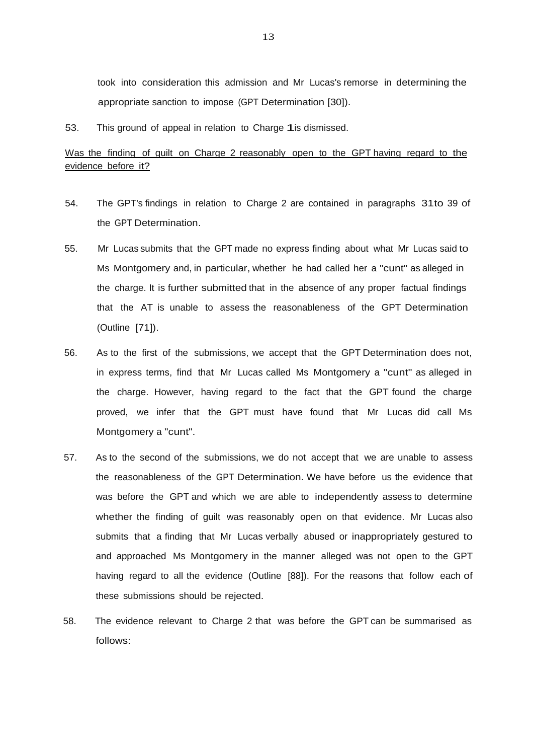took into consideration this admission and Mr Lucas's remorse in determining the appropriate sanction to impose (GPT Determination [30]).

53. This ground of appeal in relation to Charge 1 is dismissed.

<u>Was the finding of guilt on Charge 2 reasonably open to the GPT having regard to the evidence before it?</u>

54. The GPT's findings in relation to Charge 2 are contained in paragraphs 31 to 39 of the GPT Determination.

55. Mr Lucas submits that the GPT made no express finding about what Mr Lucas said to Ms Montgomery and, in particular, whether he had called her a "cunt" as alleged in the charge. It is further submitted that in the absence of any proper factual findings that the AT is unable to assess the reasonableness of the GPT Determination (Outline [71]).

56. As to the first of the submissions, we accept that the GPT Determination does not, in express terms, find that Mr Lucas called Ms Montgomery a "cunt" as alleged in the charge. However, having regard to the fact that the GPT found the charge proved, we infer that the GPT must have found that Mr Lucas did call Ms Montgomery a "cunt".

57. As to the second of the submissions, we do not accept that we are unable to assess the reasonableness of the GPT Determination. We have before us the evidence that was before the GPT and which we are able to independently assess to determine whether the finding of guilt was reasonably open on that evidence. Mr Lucas also submits that a finding that Mr Lucas verbally abused or inappropriately gestured to and approached Ms Montgomery in the manner alleged was not open to the GPT having regard to all the evidence (Outline [88]). For the reasons that follow each of these submissions should be rejected.

58. The evidence relevant to Charge 2 that was before the GPT can be summarised as follows: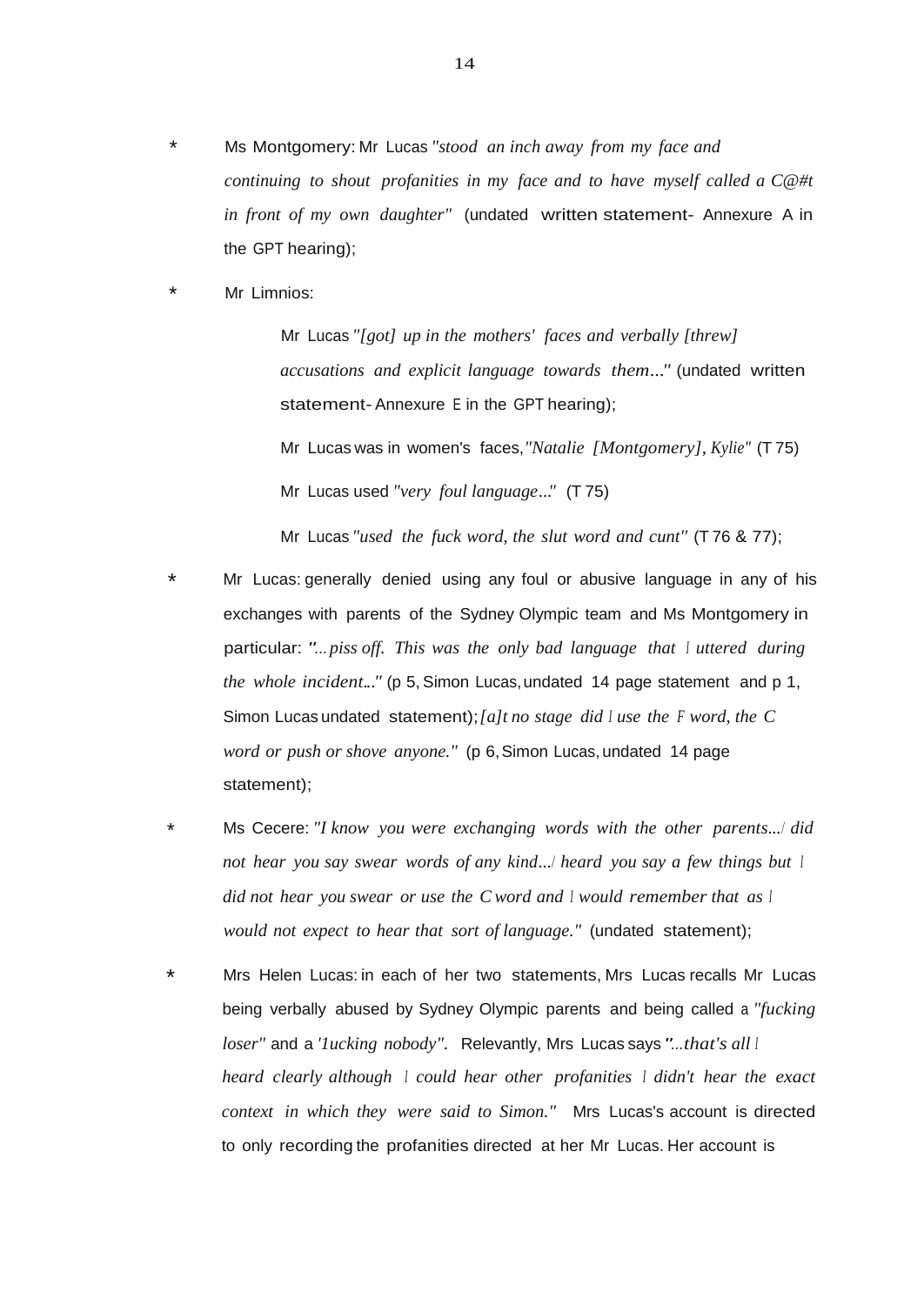* Ms Montgomery: Mr Lucas *"stood an inch away from my face and continuing to shout profanities in my face and to have myself called a C@#t in front of my own daughter"* (undated written statement- Annexure A in the GPT hearing);

* Mr Limnios:

  Mr Lucas *"[got] up in the mothers' faces and verbally [threw] accusations and explicit language towards them..."* (undated written statement- Annexure E in the GPT hearing);

  Mr Lucas was in women's faces, *"Natalie [Montgomery], Kylie"* (T 75)

  Mr Lucas used *"very foul language..."* (T 75)

  Mr Lucas *"used the fuck word, the slut word and cunt"* (T 76 & 77);

* Mr Lucas: generally denied using any foul or abusive language in any of his exchanges with parents of the Sydney Olympic team and Ms Montgomery in particular: *"...piss off. This was the only bad language that I uttered during the whole incident..."* (p 5, Simon Lucas, undated 14 page statement and p 1, Simon Lucas undated statement); *[a]t no stage did I use the F word, the C word or push or shove anyone."* (p 6, Simon Lucas, undated 14 page statement);

* Ms Cecere: *"I know you were exchanging words with the other parents...I did not hear you say swear words of any kind...I heard you say a few things but I did not hear you swear or use the C word and I would remember that as I would not expect to hear that sort of language."* (undated statement);

* Mrs Helen Lucas: in each of her two statements, Mrs Lucas recalls Mr Lucas being verbally abused by Sydney Olympic parents and being called a *"fucking loser"* and a *'1ucking nobody"*. Relevantly, Mrs Lucas says *"...that's all I heard clearly although I could hear other profanities I didn't hear the exact context in which they were said to Simon."* Mrs Lucas's account is directed to only recording the profanities directed at her Mr Lucas. Her account is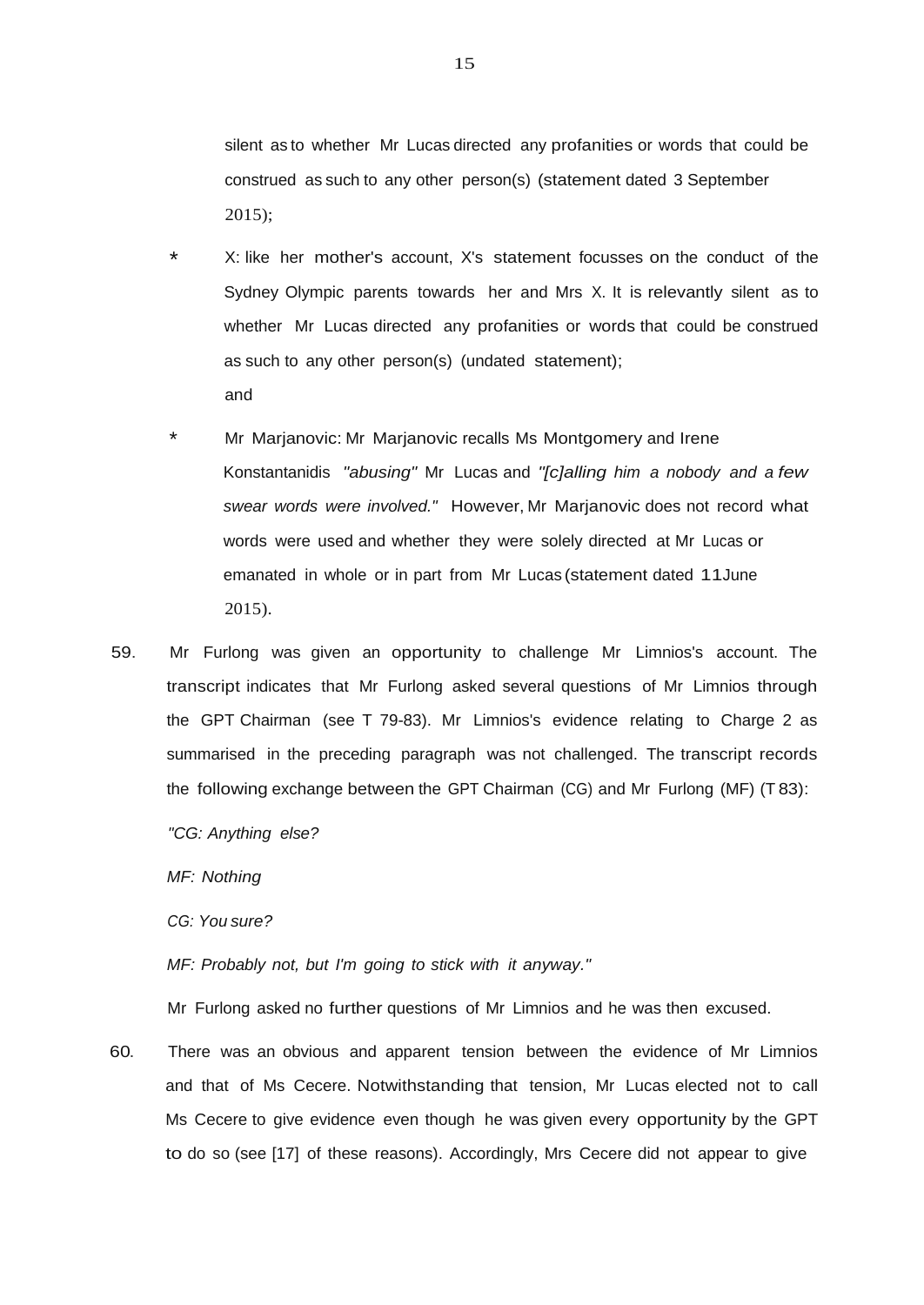silent as to whether Mr Lucas directed any profanities or words that could be construed as such to any other person(s) (statement dated 3 September 2015);

* X: like her mother's account, X's statement focusses on the conduct of the Sydney Olympic parents towards her and Mrs X. It is relevantly silent as to whether Mr Lucas directed any profanities or words that could be construed as such to any other person(s) (undated statement); and

* Mr Marjanovic: Mr Marjanovic recalls Ms Montgomery and Irene Konstantanidis *"abusing"* Mr Lucas and *"[c]alling him a nobody and a few swear words were involved."* However, Mr Marjanovic does not record what words were used and whether they were solely directed at Mr Lucas or emanated in whole or in part from Mr Lucas (statement dated 11 June 2015).

59. Mr Furlong was given an opportunity to challenge Mr Limnios's account. The transcript indicates that Mr Furlong asked several questions of Mr Limnios through the GPT Chairman (see T 79-83). Mr Limnios's evidence relating to Charge 2 as summarised in the preceding paragraph was not challenged. The transcript records the following exchange between the GPT Chairman (CG) and Mr Furlong (MF) (T 83):

*"CG: Anything else?*

*MF: Nothing*

*CG: You sure?*

*MF: Probably not, but I'm going to stick with it anyway."*

Mr Furlong asked no further questions of Mr Limnios and he was then excused.

60. There was an obvious and apparent tension between the evidence of Mr Limnios and that of Ms Cecere. Notwithstanding that tension, Mr Lucas elected not to call Ms Cecere to give evidence even though he was given every opportunity by the GPT to do so (see [17] of these reasons). Accordingly, Mrs Cecere did not appear to give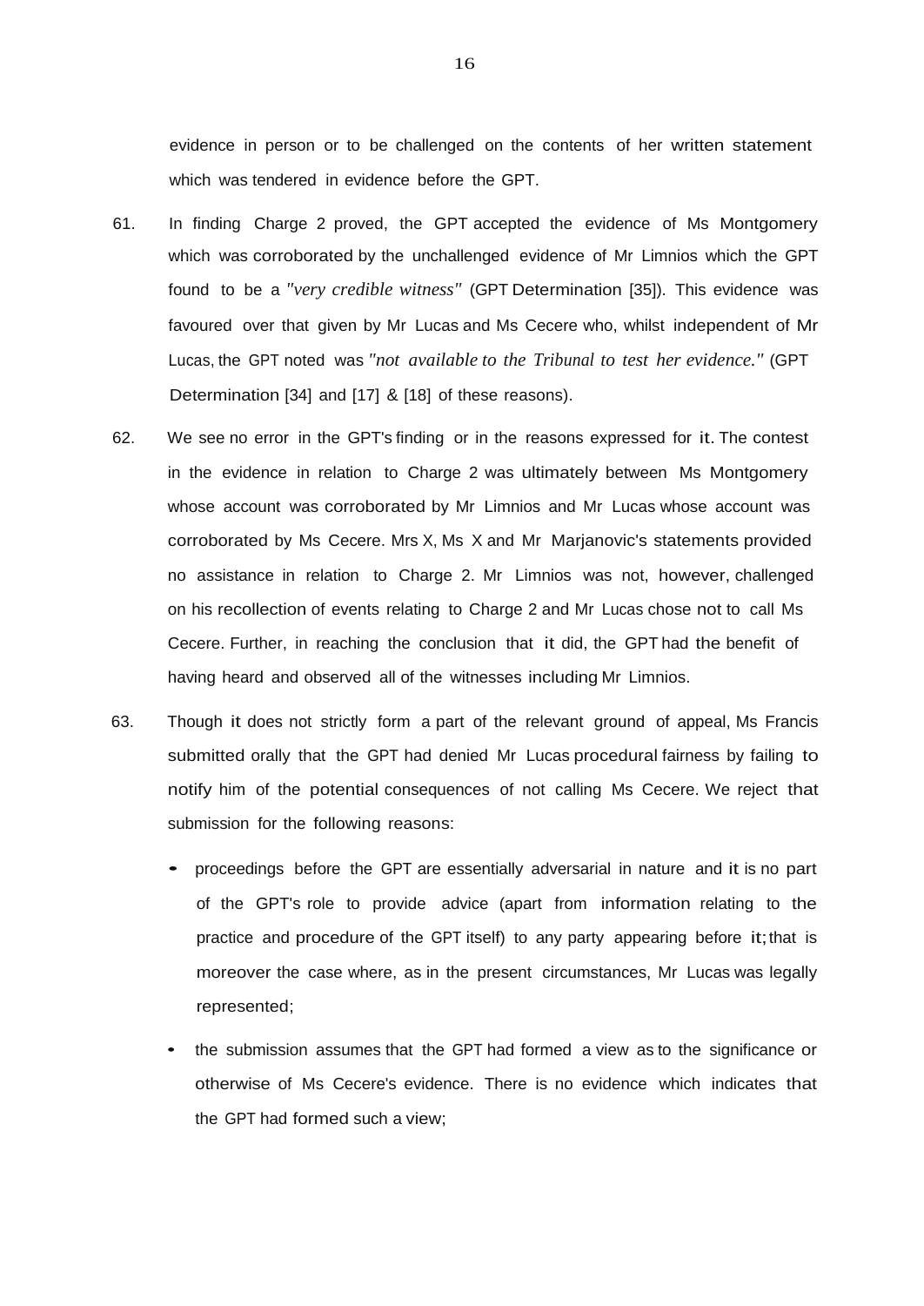evidence in person or to be challenged on the contents of her written statement which was tendered in evidence before the GPT.

61. In finding Charge 2 proved, the GPT accepted the evidence of Ms Montgomery which was corroborated by the unchallenged evidence of Mr Limnios which the GPT found to be a *"very credible witness"* (GPT Determination [35]). This evidence was favoured over that given by Mr Lucas and Ms Cecere who, whilst independent of Mr Lucas, the GPT noted was *"not available to the Tribunal to test her evidence."* (GPT Determination [34] and [17] & [18] of these reasons).

62. We see no error in the GPT's finding or in the reasons expressed for it. The contest in the evidence in relation to Charge 2 was ultimately between Ms Montgomery whose account was corroborated by Mr Limnios and Mr Lucas whose account was corroborated by Ms Cecere. Mrs X, Ms X and Mr Marjanovic's statements provided no assistance in relation to Charge 2. Mr Limnios was not, however, challenged on his recollection of events relating to Charge 2 and Mr Lucas chose not to call Ms Cecere. Further, in reaching the conclusion that it did, the GPT had the benefit of having heard and observed all of the witnesses including Mr Limnios.

63. Though it does not strictly form a part of the relevant ground of appeal, Ms Francis submitted orally that the GPT had denied Mr Lucas procedural fairness by failing to notify him of the potential consequences of not calling Ms Cecere. We reject that submission for the following reasons:

   - proceedings before the GPT are essentially adversarial in nature and it is no part of the GPT's role to provide advice (apart from information relating to the practice and procedure of the GPT itself) to any party appearing before it; that is moreover the case where, as in the present circumstances, Mr Lucas was legally represented;

   - the submission assumes that the GPT had formed a view as to the significance or otherwise of Ms Cecere's evidence. There is no evidence which indicates that the GPT had formed such a view;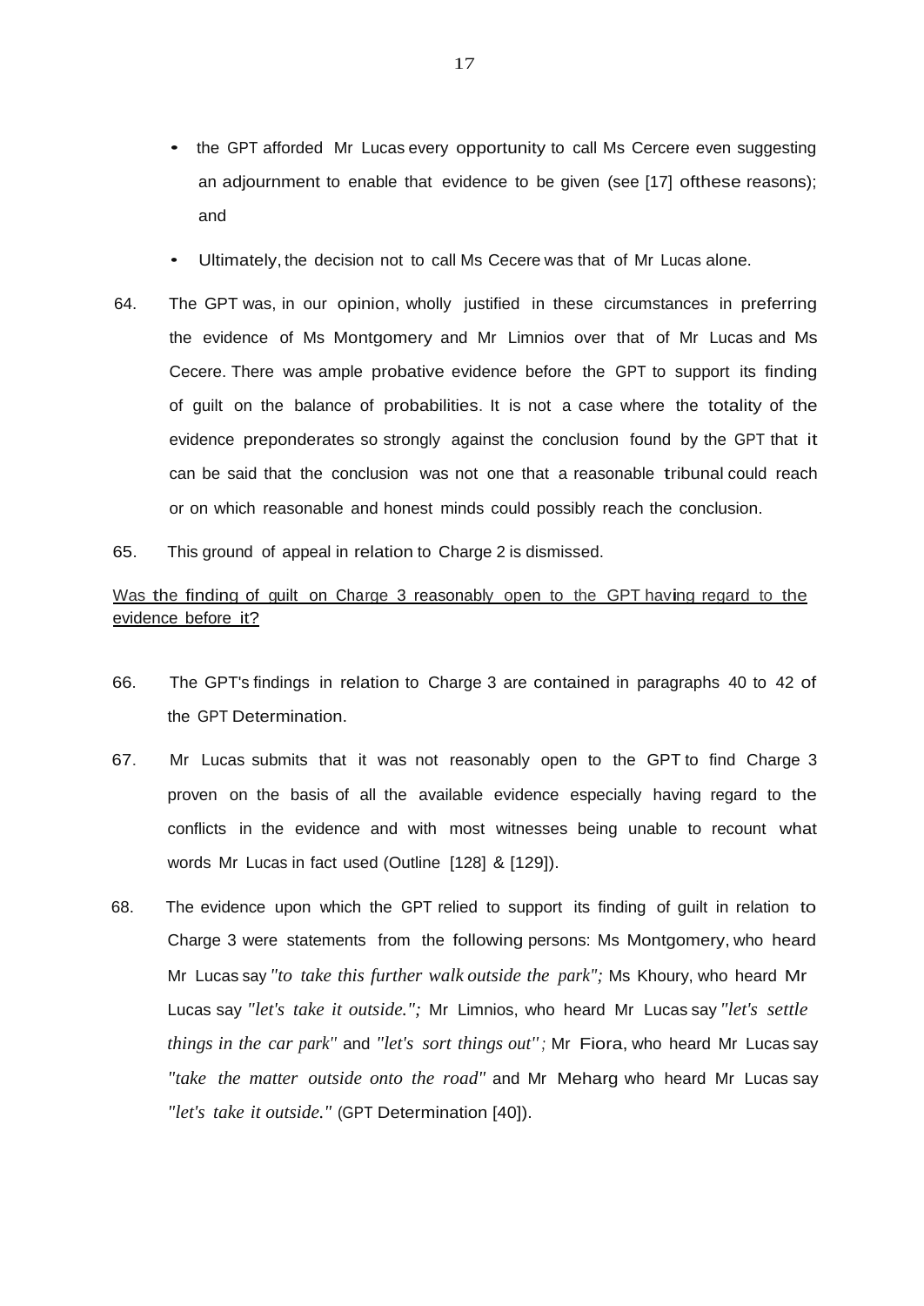- the GPT afforded Mr Lucas every opportunity to call Ms Cercere even suggesting an adjournment to enable that evidence to be given (see [17] ofthese reasons); and
- Ultimately, the decision not to call Ms Cecere was that of Mr Lucas alone.

64. The GPT was, in our opinion, wholly justified in these circumstances in preferring the evidence of Ms Montgomery and Mr Limnios over that of Mr Lucas and Ms Cecere. There was ample probative evidence before the GPT to support its finding of guilt on the balance of probabilities. It is not a case where the totality of the evidence preponderates so strongly against the conclusion found by the GPT that it can be said that the conclusion was not one that a reasonable tribunal could reach or on which reasonable and honest minds could possibly reach the conclusion.

65. This ground of appeal in relation to Charge 2 is dismissed.

<u>Was the finding of guilt on Charge 3 reasonably open to the GPT having regard to the evidence before it?</u>

66. The GPT's findings in relation to Charge 3 are contained in paragraphs 40 to 42 of the GPT Determination.

67. Mr Lucas submits that it was not reasonably open to the GPT to find Charge 3 proven on the basis of all the available evidence especially having regard to the conflicts in the evidence and with most witnesses being unable to recount what words Mr Lucas in fact used (Outline [128] & [129]).

68. The evidence upon which the GPT relied to support its finding of guilt in relation to Charge 3 were statements from the following persons: Ms Montgomery, who heard Mr Lucas say *"to take this further walk outside the park";* Ms Khoury, who heard Mr Lucas say *"let's take it outside.";* Mr Limnios, who heard Mr Lucas say *"let's settle things in the car park"* and *"let's sort things out";* Mr Fiora, who heard Mr Lucas say *"take the matter outside onto the road"* and Mr Meharg who heard Mr Lucas say *"let's take it outside."* (GPT Determination [40]).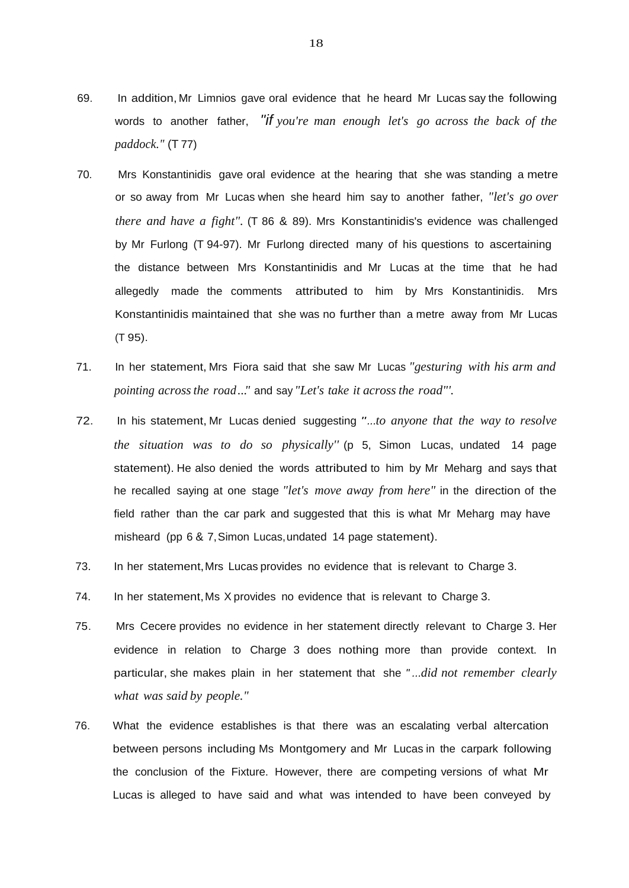69. In addition, Mr Limnios gave oral evidence that he heard Mr Lucas say the following words to another father, *"if you're man enough let's go across the back of the paddock."* (T 77)

70. Mrs Konstantinidis gave oral evidence at the hearing that she was standing a metre or so away from Mr Lucas when she heard him say to another father, *"let's go over there and have a fight"*. (T 86 & 89). Mrs Konstantinidis's evidence was challenged by Mr Furlong (T 94-97). Mr Furlong directed many of his questions to ascertaining the distance between Mrs Konstantinidis and Mr Lucas at the time that he had allegedly made the comments attributed to him by Mrs Konstantinidis. Mrs Konstantinidis maintained that she was no further than a metre away from Mr Lucas (T 95).

71. In her statement, Mrs Fiora said that she saw Mr Lucas *"gesturing with his arm and pointing across the road..."* and say *"Let's take it across the road"'*.

72. In his statement, Mr Lucas denied suggesting *"...to anyone that the way to resolve the situation was to do so physically"* (p 5, Simon Lucas, undated 14 page statement). He also denied the words attributed to him by Mr Meharg and says that he recalled saying at one stage *"let's move away from here"* in the direction of the field rather than the car park and suggested that this is what Mr Meharg may have misheard (pp 6 & 7, Simon Lucas, undated 14 page statement).

73. In her statement, Mrs Lucas provides no evidence that is relevant to Charge 3.

74. In her statement, Ms X provides no evidence that is relevant to Charge 3.

75. Mrs Cecere provides no evidence in her statement directly relevant to Charge 3. Her evidence in relation to Charge 3 does nothing more than provide context. In particular, she makes plain in her statement that she *"...did not remember clearly what was said by people."*

76. What the evidence establishes is that there was an escalating verbal altercation between persons including Ms Montgomery and Mr Lucas in the carpark following the conclusion of the Fixture. However, there are competing versions of what Mr Lucas is alleged to have said and what was intended to have been conveyed by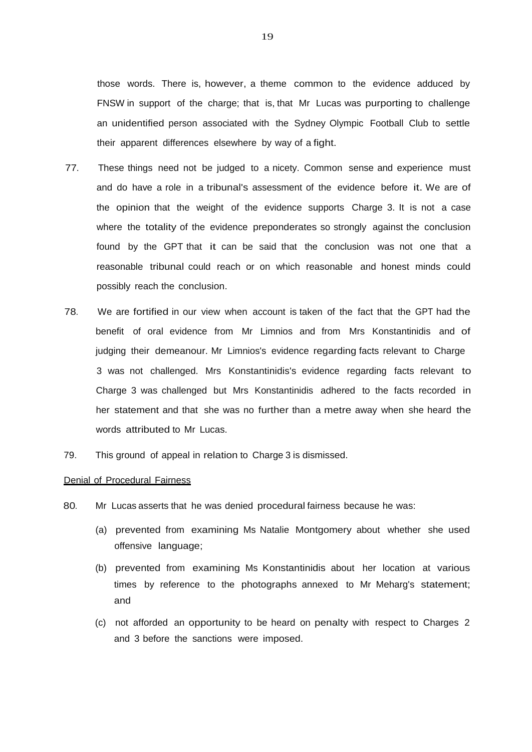those words. There is, however, a theme common to the evidence adduced by FNSW in support of the charge; that is, that Mr Lucas was purporting to challenge an unidentified person associated with the Sydney Olympic Football Club to settle their apparent differences elsewhere by way of a fight.

77. These things need not be judged to a nicety. Common sense and experience must and do have a role in a tribunal's assessment of the evidence before it. We are of the opinion that the weight of the evidence supports Charge 3. It is not a case where the totality of the evidence preponderates so strongly against the conclusion found by the GPT that it can be said that the conclusion was not one that a reasonable tribunal could reach or on which reasonable and honest minds could possibly reach the conclusion.

78. We are fortified in our view when account is taken of the fact that the GPT had the benefit of oral evidence from Mr Limnios and from Mrs Konstantinidis and of judging their demeanour. Mr Limnios's evidence regarding facts relevant to Charge 3 was not challenged. Mrs Konstantinidis's evidence regarding facts relevant to Charge 3 was challenged but Mrs Konstantinidis adhered to the facts recorded in her statement and that she was no further than a metre away when she heard the words attributed to Mr Lucas.

79. This ground of appeal in relation to Charge 3 is dismissed.

<u>Denial of Procedural Fairness</u>

80. Mr Lucas asserts that he was denied procedural fairness because he was:

(a) prevented from examining Ms Natalie Montgomery about whether she used offensive language;

(b) prevented from examining Ms Konstantinidis about her location at various times by reference to the photographs annexed to Mr Meharg's statement; and

(c) not afforded an opportunity to be heard on penalty with respect to Charges 2 and 3 before the sanctions were imposed.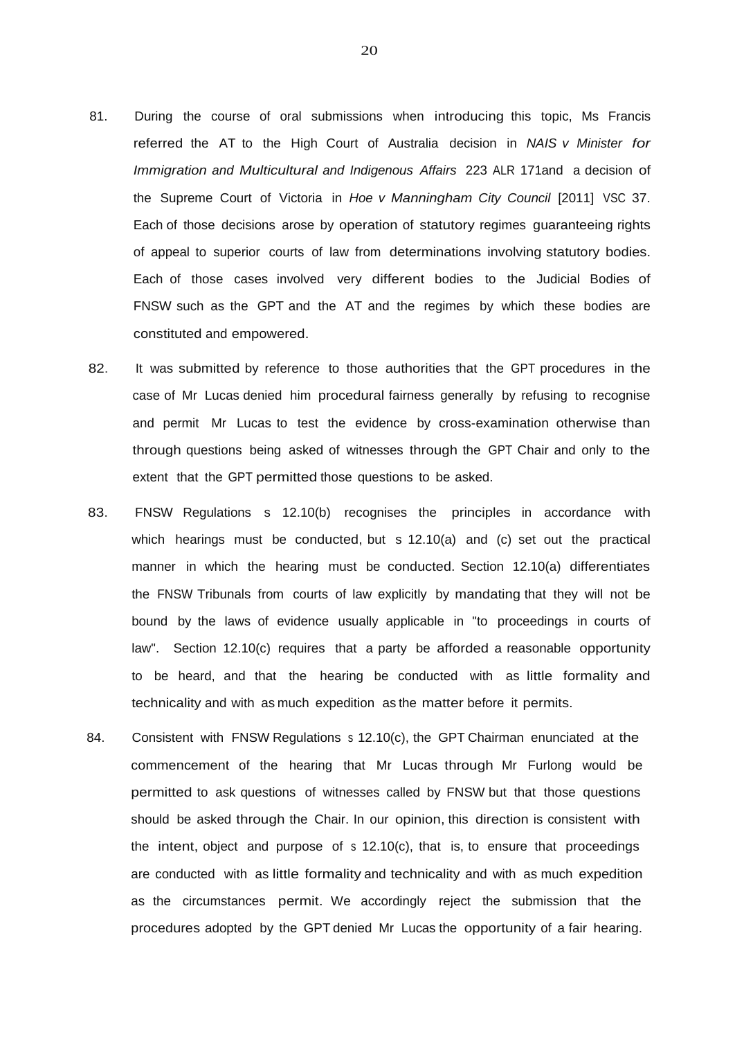81. During the course of oral submissions when introducing this topic, Ms Francis referred the AT to the High Court of Australia decision in *NAIS v Minister for Immigration and Multicultural and Indigenous Affairs* 223 ALR 171and a decision of the Supreme Court of Victoria in *Hoe v Manningham City Council* [2011] VSC 37. Each of those decisions arose by operation of statutory regimes guaranteeing rights of appeal to superior courts of law from determinations involving statutory bodies. Each of those cases involved very different bodies to the Judicial Bodies of FNSW such as the GPT and the AT and the regimes by which these bodies are constituted and empowered.

82. It was submitted by reference to those authorities that the GPT procedures in the case of Mr Lucas denied him procedural fairness generally by refusing to recognise and permit Mr Lucas to test the evidence by cross-examination otherwise than through questions being asked of witnesses through the GPT Chair and only to the extent that the GPT permitted those questions to be asked.

83. FNSW Regulations s 12.10(b) recognises the principles in accordance with which hearings must be conducted, but s 12.10(a) and (c) set out the practical manner in which the hearing must be conducted. Section 12.10(a) differentiates the FNSW Tribunals from courts of law explicitly by mandating that they will not be bound by the laws of evidence usually applicable in "to proceedings in courts of law". Section 12.10(c) requires that a party be afforded a reasonable opportunity to be heard, and that the hearing be conducted with as little formality and technicality and with as much expedition as the matter before it permits.

84. Consistent with FNSW Regulations s 12.10(c), the GPT Chairman enunciated at the commencement of the hearing that Mr Lucas through Mr Furlong would be permitted to ask questions of witnesses called by FNSW but that those questions should be asked through the Chair. In our opinion, this direction is consistent with the intent, object and purpose of s 12.10(c), that is, to ensure that proceedings are conducted with as little formality and technicality and with as much expedition as the circumstances permit. We accordingly reject the submission that the procedures adopted by the GPT denied Mr Lucas the opportunity of a fair hearing.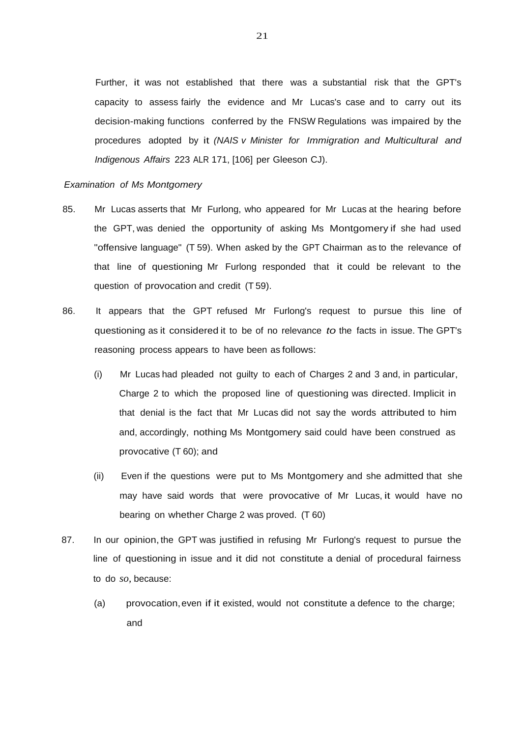Further, it was not established that there was a substantial risk that the GPT's capacity to assess fairly the evidence and Mr Lucas's case and to carry out its decision-making functions conferred by the FNSW Regulations was impaired by the procedures adopted by it *(NAIS v Minister for Immigration and Multicultural and Indigenous Affairs* 223 ALR 171, [106] per Gleeson CJ).

*Examination of Ms Montgomery*

85. Mr Lucas asserts that Mr Furlong, who appeared for Mr Lucas at the hearing before the GPT, was denied the opportunity of asking Ms Montgomery if she had used "offensive language" (T 59). When asked by the GPT Chairman as to the relevance of that line of questioning Mr Furlong responded that it could be relevant to the question of provocation and credit (T 59).

86. It appears that the GPT refused Mr Furlong's request to pursue this line of questioning as it considered it to be of no relevance *to* the facts in issue. The GPT's reasoning process appears to have been as follows:

    (i) Mr Lucas had pleaded not guilty to each of Charges 2 and 3 and, in particular, Charge 2 to which the proposed line of questioning was directed. Implicit in that denial is the fact that Mr Lucas did not say the words attributed to him and, accordingly, nothing Ms Montgomery said could have been construed as provocative (T 60); and

    (ii) Even if the questions were put to Ms Montgomery and she admitted that she may have said words that were provocative of Mr Lucas, it would have no bearing on whether Charge 2 was proved. (T 60)

87. In our opinion, the GPT was justified in refusing Mr Furlong's request to pursue the line of questioning in issue and it did not constitute a denial of procedural fairness to do *so*, because:

    (a) provocation, even if it existed, would not constitute a defence to the charge; and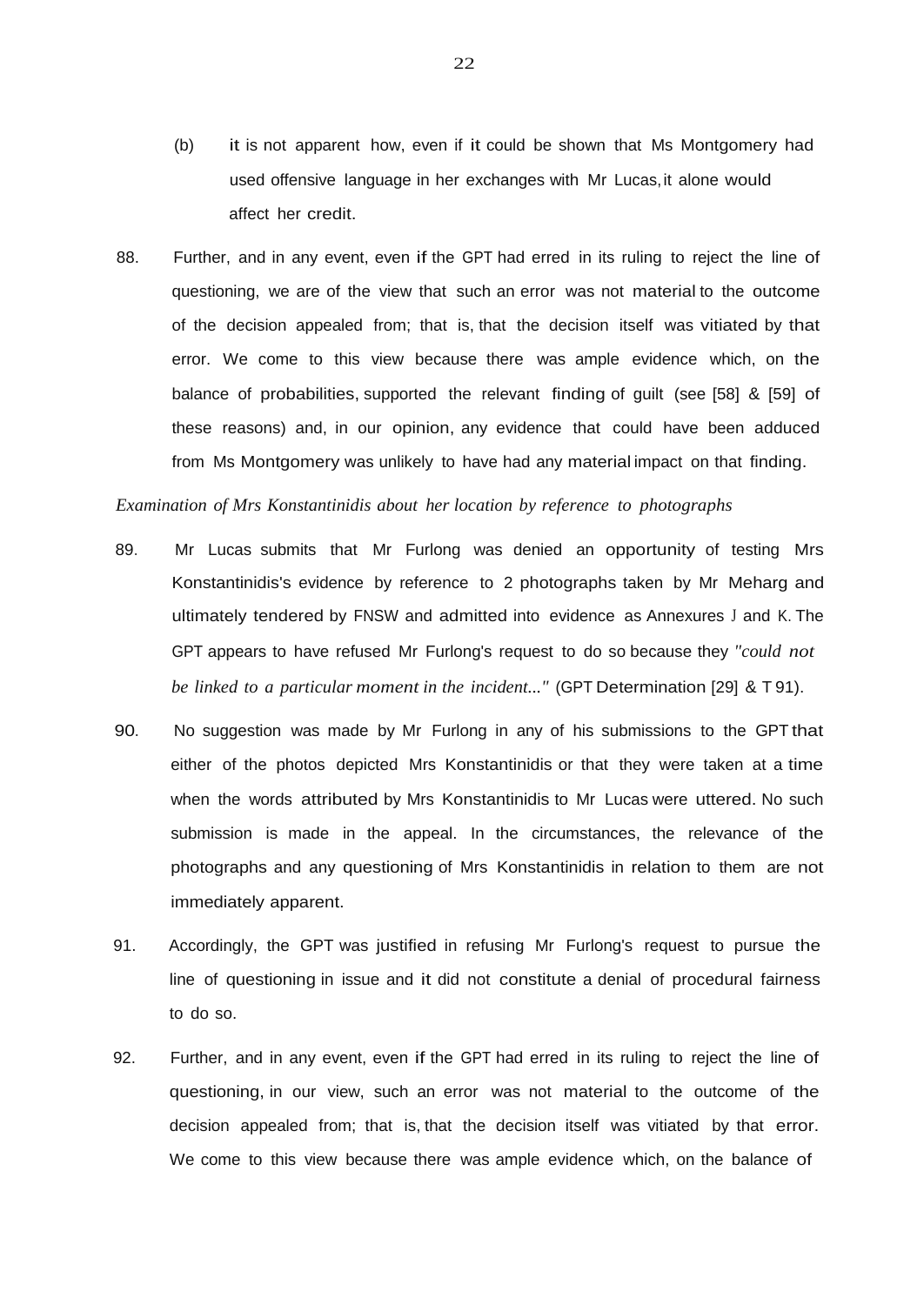(b) it is not apparent how, even if it could be shown that Ms Montgomery had used offensive language in her exchanges with Mr Lucas, it alone would affect her credit.

88. Further, and in any event, even if the GPT had erred in its ruling to reject the line of questioning, we are of the view that such an error was not material to the outcome of the decision appealed from; that is, that the decision itself was vitiated by that error. We come to this view because there was ample evidence which, on the balance of probabilities, supported the relevant finding of guilt (see [58] & [59] of these reasons) and, in our opinion, any evidence that could have been adduced from Ms Montgomery was unlikely to have had any material impact on that finding.

*Examination of Mrs Konstantinidis about her location by reference to photographs*

89. Mr Lucas submits that Mr Furlong was denied an opportunity of testing Mrs Konstantinidis's evidence by reference to 2 photographs taken by Mr Meharg and ultimately tendered by FNSW and admitted into evidence as Annexures J and K. The GPT appears to have refused Mr Furlong's request to do so because they *"could not be linked to a particular moment in the incident..."* (GPT Determination [29] & T 91).

90. No suggestion was made by Mr Furlong in any of his submissions to the GPT that either of the photos depicted Mrs Konstantinidis or that they were taken at a time when the words attributed by Mrs Konstantinidis to Mr Lucas were uttered. No such submission is made in the appeal. In the circumstances, the relevance of the photographs and any questioning of Mrs Konstantinidis in relation to them are not immediately apparent.

91. Accordingly, the GPT was justified in refusing Mr Furlong's request to pursue the line of questioning in issue and it did not constitute a denial of procedural fairness to do so.

92. Further, and in any event, even if the GPT had erred in its ruling to reject the line of questioning, in our view, such an error was not material to the outcome of the decision appealed from; that is, that the decision itself was vitiated by that error. We come to this view because there was ample evidence which, on the balance of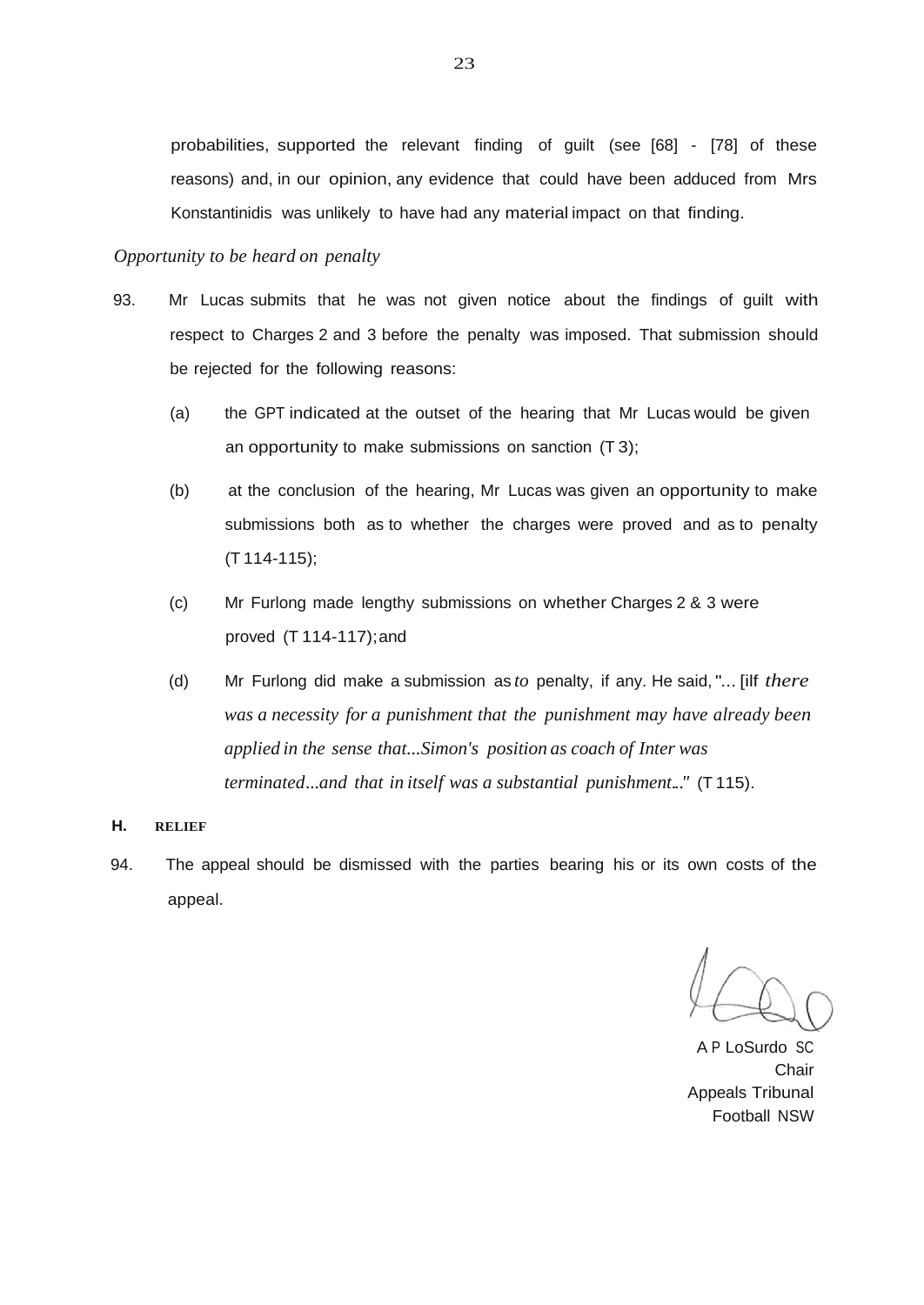probabilities, supported the relevant finding of guilt (see [68] - [78] of these reasons) and, in our opinion, any evidence that could have been adduced from Mrs Konstantinidis was unlikely to have had any material impact on that finding.

*Opportunity to be heard on penalty*

93. Mr Lucas submits that he was not given notice about the findings of guilt with respect to Charges 2 and 3 before the penalty was imposed. That submission should be rejected for the following reasons:

(a) the GPT indicated at the outset of the hearing that Mr Lucas would be given an opportunity to make submissions on sanction (T 3);

(b) at the conclusion of the hearing, Mr Lucas was given an opportunity to make submissions both as to whether the charges were proved and as to penalty (T 114-115);

(c) Mr Furlong made lengthy submissions on whether Charges 2 & 3 were proved (T 114-117); and

(d) Mr Furlong did make a submission as *to* penalty, if any. He said, "... [iIf *there was a necessity for a punishment that the punishment may have already been applied in the sense that...Simon's position as coach of Inter was terminated...and that in itself was a substantial punishment..*" (T 115).

## H. RELIEF

94. The appeal should be dismissed with the parties bearing his or its own costs of the appeal.

A P LoSurdo SC
Chair
Appeals Tribunal
Football NSW